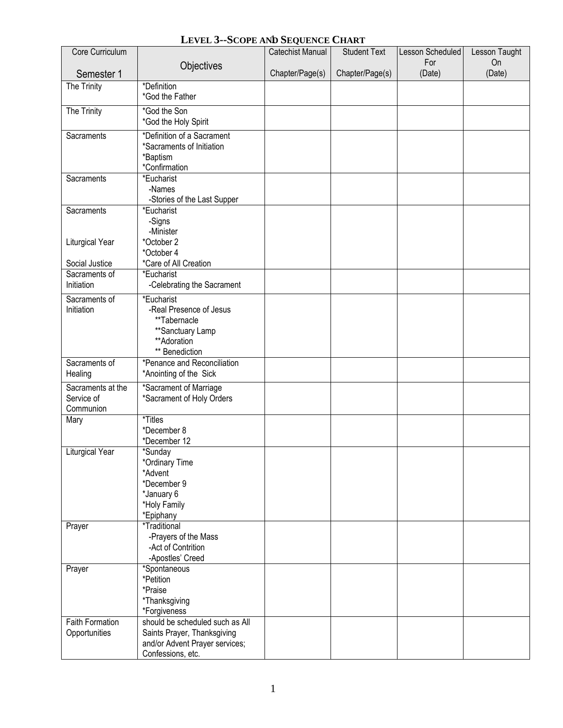# LEVEL 3--SCOPE AND SEQUENCE CHART

| Core Curriculum<br>Semester 1 | Objectives | Catechist Manual<br>Chapter/Page(s) | Student Text<br>Chapter/Page(s) | Lesson Scheduled For<br>(Date) | Lesson Taught On<br>(Date) |
|---|---|---|---|---|---|
| The Trinity | *Definition<br>*God the Father | | | | |
| The Trinity | *God the Son<br>*God the Holy Spirit | | | | |
| Sacraments | *Definition of a Sacrament<br>*Sacraments of Initiation<br>*Baptism<br>*Confirmation | | | | |
| Sacraments | *Eucharist<br>-Names<br>-Stories of the Last Supper | | | | |
| Sacraments<br><br><br>Liturgical Year<br><br>Social Justice | *Eucharist<br>-Signs<br>-Minister<br>*October 2<br>*October 4<br>*Care of All Creation | | | | |
| Sacraments of Initiation | *Eucharist<br>-Celebrating the Sacrament | | | | |
| Sacraments of Initiation | *Eucharist<br>-Real Presence of Jesus<br>**Tabernacle<br>**Sanctuary Lamp<br>**Adoration<br>** Benediction | | | | |
| Sacraments of Healing | *Penance and Reconciliation<br>*Anointing of the Sick | | | | |
| Sacraments at the Service of Communion | *Sacrament of Marriage<br>*Sacrament of Holy Orders | | | | |
| Mary | *Titles<br>*December 8<br>*December 12 | | | | |
| Liturgical Year | *Sunday<br>*Ordinary Time<br>*Advent<br>*December 9<br>*January 6<br>*Holy Family<br>*Epiphany | | | | |
| Prayer | *Traditional<br>-Prayers of the Mass<br>-Act of Contrition<br>-Apostles' Creed | | | | |
| Prayer | *Spontaneous<br>*Petition<br>*Praise<br>*Thanksgiving<br>*Forgiveness | | | | |
| Faith Formation Opportunities | should be scheduled such as All Saints Prayer, Thanksgiving and/or Advent Prayer services; Confessions, etc. | | | | |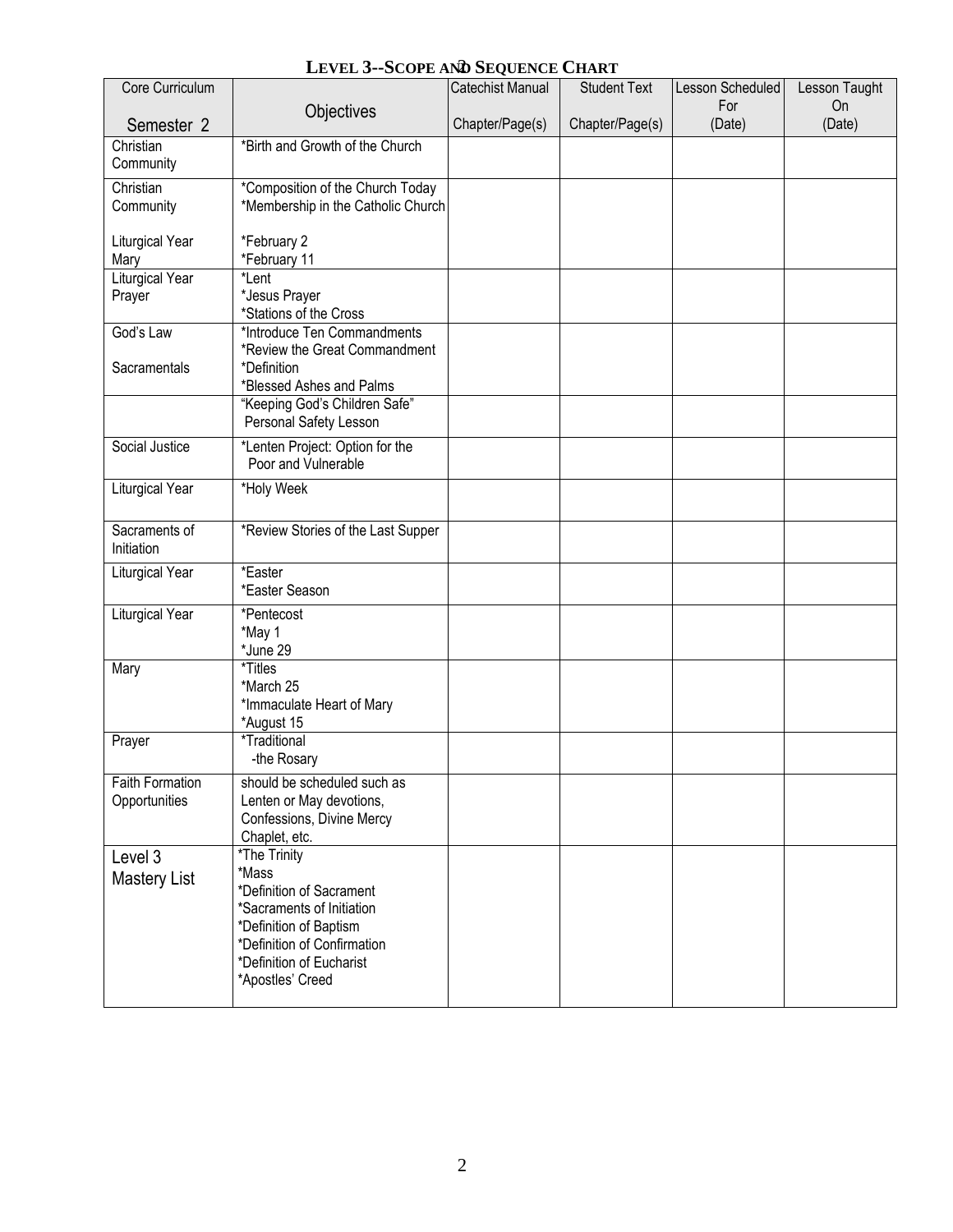# LEVEL 3--SCOPE AND SEQUENCE CHART

| Core Curriculum<br><br>Semester 2 | Objectives | Catechist Manual<br><br>Chapter/Page(s) | Student Text<br><br>Chapter/Page(s) | Lesson Scheduled For<br>(Date) | Lesson Taught On<br>(Date) |
|---|---|---|---|---|---|
| Christian Community | *Birth and Growth of the Church | | | | |
| Christian Community<br><br>Liturgical Year<br>Mary | *Composition of the Church Today<br>*Membership in the Catholic Church<br><br>*February 2<br>*February 11 | | | | |
| Liturgical Year<br>Prayer | *Lent<br>*Jesus Prayer<br>*Stations of the Cross | | | | |
| God's Law<br><br>Sacramentals | *Introduce Ten Commandments<br>*Review the Great Commandment<br>*Definition<br>*Blessed Ashes and Palms | | | | |
| | "Keeping God's Children Safe" Personal Safety Lesson | | | | |
| Social Justice | *Lenten Project: Option for the Poor and Vulnerable | | | | |
| Liturgical Year | *Holy Week | | | | |
| Sacraments of Initiation | *Review Stories of the Last Supper | | | | |
| Liturgical Year | *Easter<br>*Easter Season | | | | |
| Liturgical Year | *Pentecost<br>*May 1<br>*June 29 | | | | |
| Mary | *Titles<br>*March 25<br>*Immaculate Heart of Mary<br>*August 15 | | | | |
| Prayer | *Traditional<br>-the Rosary | | | | |
| Faith Formation Opportunities | should be scheduled such as Lenten or May devotions, Confessions, Divine Mercy Chaplet, etc. | | | | |
| Level 3<br>Mastery List | *The Trinity<br>*Mass<br>*Definition of Sacrament<br>*Sacraments of Initiation<br>*Definition of Baptism<br>*Definition of Confirmation<br>*Definition of Eucharist<br>*Apostles' Creed | | | | |